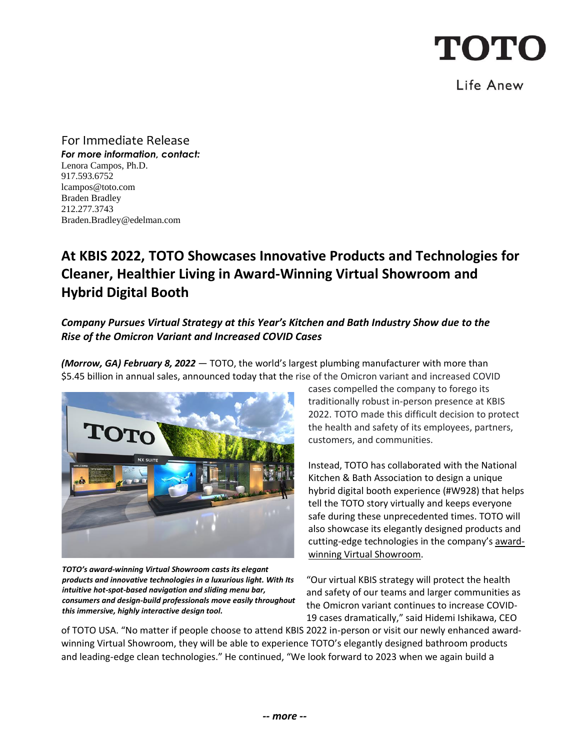TOTO

Life Anew

For Immediate Release

***For more information, contact:***

Lenora Campos, Ph.D.
917.593.6752
lcampos@toto.com
Braden Bradley
212.277.3743
Braden.Bradley@edelman.com

# At KBIS 2022, TOTO Showcases Innovative Products and Technologies for Cleaner, Healthier Living in Award-Winning Virtual Showroom and Hybrid Digital Booth

## *Company Pursues Virtual Strategy at this Year's Kitchen and Bath Industry Show due to the Rise of the Omicron Variant and Increased COVID Cases*

***(Morrow, GA) February 8, 2022*** — TOTO, the world's largest plumbing manufacturer with more than $5.45 billion in annual sales, announced today that the rise of the Omicron variant and increased COVID cases compelled the company to forego its traditionally robust in-person presence at KBIS 2022. TOTO made this difficult decision to protect the health and safety of its employees, partners, customers, and communities.

***TOTO's award-winning Virtual Showroom casts its elegant products and innovative technologies in a luxurious light. With Its intuitive hot-spot-based navigation and sliding menu bar, consumers and design-build professionals move easily throughout this immersive, highly interactive design tool.***

Instead, TOTO has collaborated with the National Kitchen & Bath Association to design a unique hybrid digital booth experience (#W928) that helps tell the TOTO story virtually and keeps everyone safe during these unprecedented times. TOTO will also showcase its elegantly designed products and cutting-edge technologies in the company's award-winning Virtual Showroom.

"Our virtual KBIS strategy will protect the health and safety of our teams and larger communities as the Omicron variant continues to increase COVID-19 cases dramatically," said Hidemi Ishikawa, CEO of TOTO USA. "No matter if people choose to attend KBIS 2022 in-person or visit our newly enhanced award-winning Virtual Showroom, they will be able to experience TOTO's elegantly designed bathroom products and leading-edge clean technologies." He continued, "We look forward to 2023 when we again build a

***-- more --***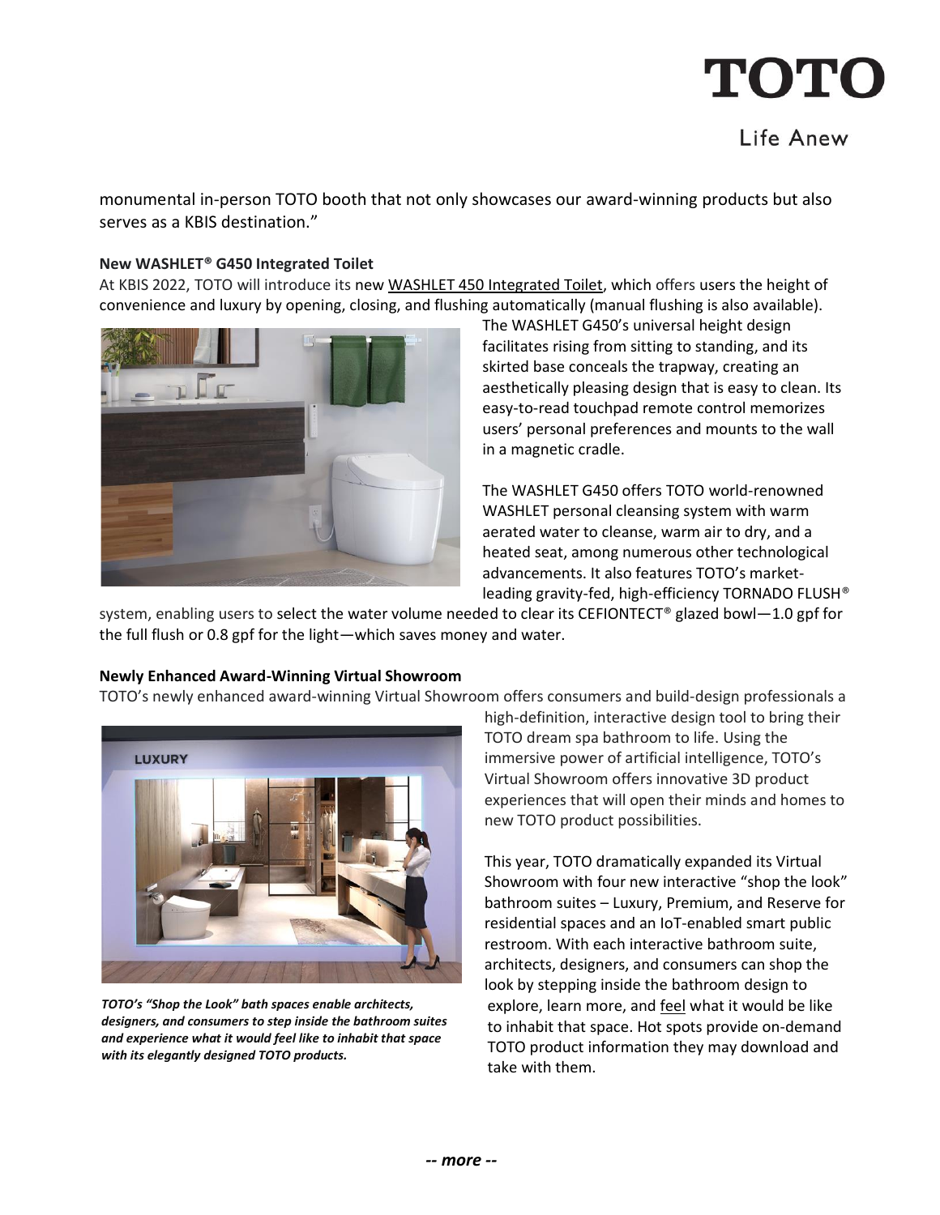monumental in-person TOTO booth that not only showcases our award-winning products but also serves as a KBIS destination."

**New WASHLET® G450 Integrated Toilet**

At KBIS 2022, TOTO will introduce its new WASHLET 450 Integrated Toilet, which offers users the height of convenience and luxury by opening, closing, and flushing automatically (manual flushing is also available). The WASHLET G450's universal height design facilitates rising from sitting to standing, and its skirted base conceals the trapway, creating an aesthetically pleasing design that is easy to clean. Its easy-to-read touchpad remote control memorizes users' personal preferences and mounts to the wall in a magnetic cradle.

The WASHLET G450 offers TOTO world-renowned WASHLET personal cleansing system with warm aerated water to cleanse, warm air to dry, and a heated seat, among numerous other technological advancements. It also features TOTO's market-leading gravity-fed, high-efficiency TORNADO FLUSH® system, enabling users to select the water volume needed to clear its CEFIONTECT® glazed bowl—1.0 gpf for the full flush or 0.8 gpf for the light—which saves money and water.

**Newly Enhanced Award-Winning Virtual Showroom**

TOTO's newly enhanced award-winning Virtual Showroom offers consumers and build-design professionals a high-definition, interactive design tool to bring their TOTO dream spa bathroom to life. Using the immersive power of artificial intelligence, TOTO's Virtual Showroom offers innovative 3D product experiences that will open their minds and homes to new TOTO product possibilities.

*TOTO's "Shop the Look" bath spaces enable architects, designers, and consumers to step inside the bathroom suites and experience what it would feel like to inhabit that space with its elegantly designed TOTO products.*

This year, TOTO dramatically expanded its Virtual Showroom with four new interactive "shop the look" bathroom suites – Luxury, Premium, and Reserve for residential spaces and an IoT-enabled smart public restroom. With each interactive bathroom suite, architects, designers, and consumers can shop the look by stepping inside the bathroom design to explore, learn more, and feel what it would be like to inhabit that space. Hot spots provide on-demand TOTO product information they may download and take with them.

***-- more --***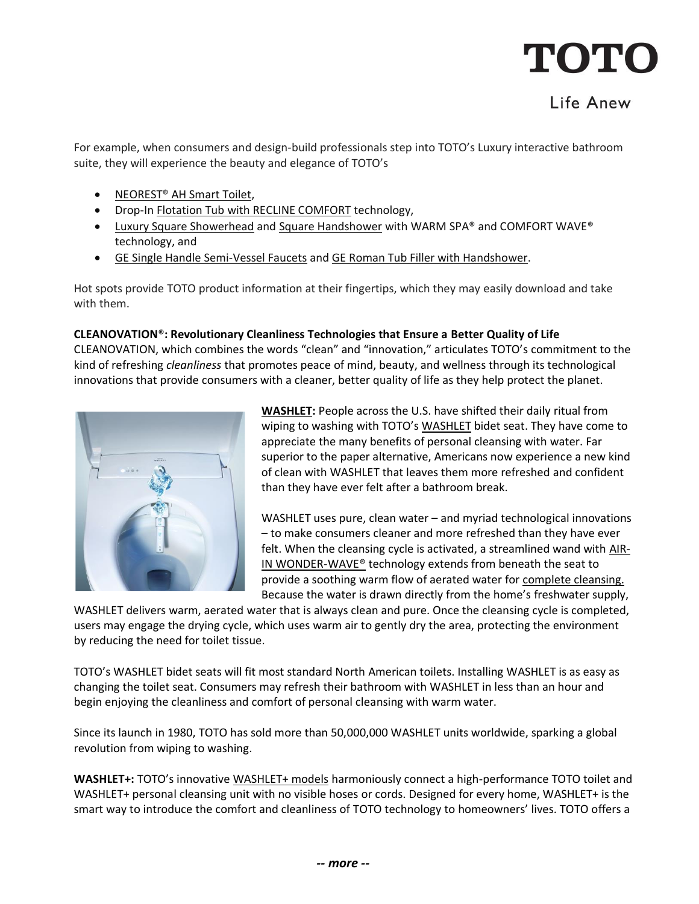For example, when consumers and design-build professionals step into TOTO's Luxury interactive bathroom suite, they will experience the beauty and elegance of TOTO's

- NEOREST® AH Smart Toilet,
- Drop-In Flotation Tub with RECLINE COMFORT technology,
- Luxury Square Showerhead and Square Handshower with WARM SPA® and COMFORT WAVE® technology, and
- GE Single Handle Semi-Vessel Faucets and GE Roman Tub Filler with Handshower.

Hot spots provide TOTO product information at their fingertips, which they may easily download and take with them.

**CLEANOVATION®: Revolutionary Cleanliness Technologies that Ensure a Better Quality of Life**
CLEANOVATION, which combines the words "clean" and "innovation," articulates TOTO's commitment to the kind of refreshing *cleanliness* that promotes peace of mind, beauty, and wellness through its technological innovations that provide consumers with a cleaner, better quality of life as they help protect the planet.

**WASHLET:** People across the U.S. have shifted their daily ritual from wiping to washing with TOTO's WASHLET bidet seat. They have come to appreciate the many benefits of personal cleansing with water. Far superior to the paper alternative, Americans now experience a new kind of clean with WASHLET that leaves them more refreshed and confident than they have ever felt after a bathroom break.

WASHLET uses pure, clean water – and myriad technological innovations – to make consumers cleaner and more refreshed than they have ever felt. When the cleansing cycle is activated, a streamlined wand with AIR-IN WONDER-WAVE® technology extends from beneath the seat to provide a soothing warm flow of aerated water for complete cleansing. Because the water is drawn directly from the home's freshwater supply, WASHLET delivers warm, aerated water that is always clean and pure. Once the cleansing cycle is completed, users may engage the drying cycle, which uses warm air to gently dry the area, protecting the environment by reducing the need for toilet tissue.

TOTO's WASHLET bidet seats will fit most standard North American toilets. Installing WASHLET is as easy as changing the toilet seat. Consumers may refresh their bathroom with WASHLET in less than an hour and begin enjoying the cleanliness and comfort of personal cleansing with warm water.

Since its launch in 1980, TOTO has sold more than 50,000,000 WASHLET units worldwide, sparking a global revolution from wiping to washing.

**WASHLET+:** TOTO's innovative WASHLET+ models harmoniously connect a high-performance TOTO toilet and WASHLET+ personal cleansing unit with no visible hoses or cords. Designed for every home, WASHLET+ is the smart way to introduce the comfort and cleanliness of TOTO technology to homeowners' lives. TOTO offers a

***-- more --***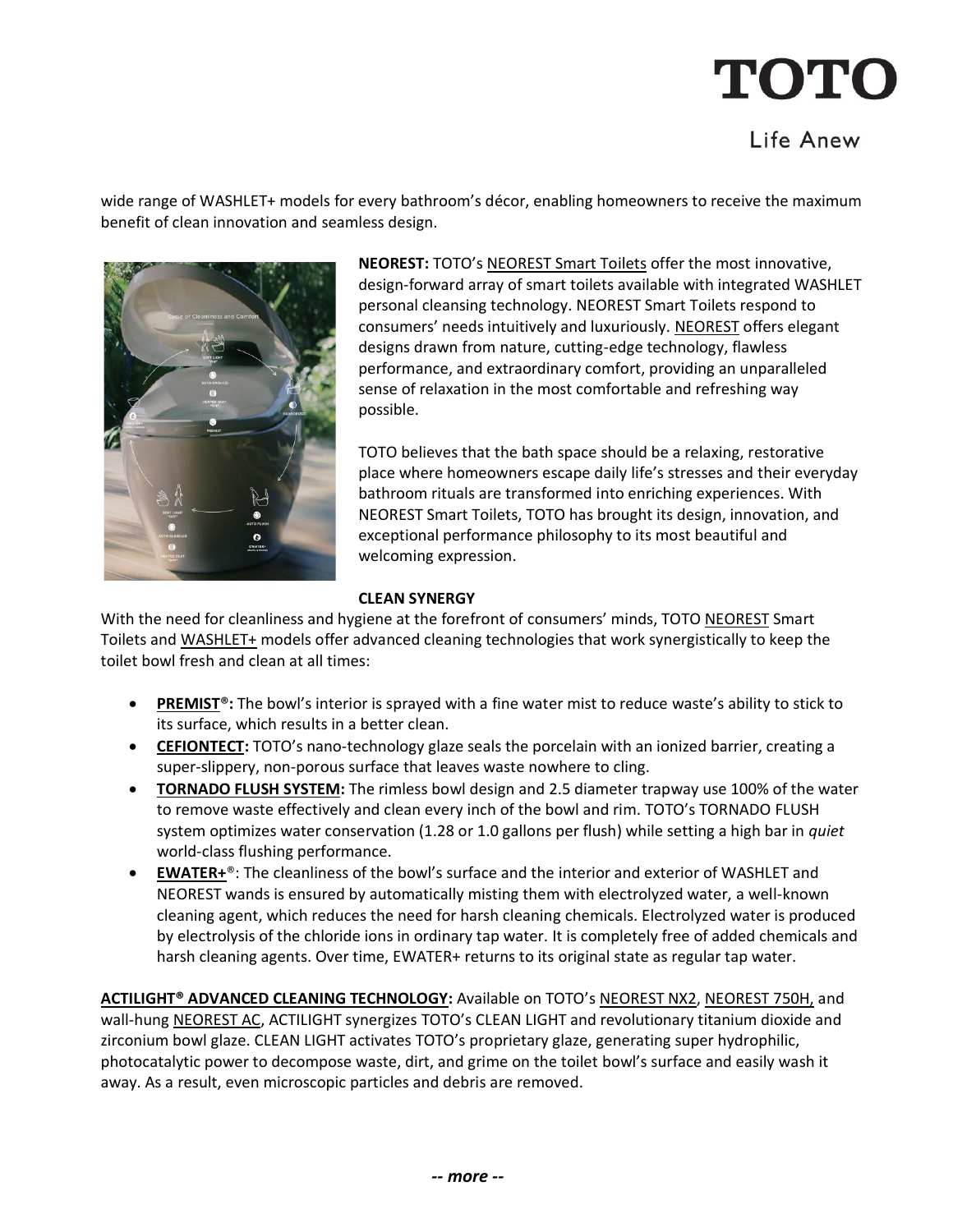wide range of WASHLET+ models for every bathroom's décor, enabling homeowners to receive the maximum benefit of clean innovation and seamless design.

**NEOREST:** TOTO's NEOREST Smart Toilets offer the most innovative, design-forward array of smart toilets available with integrated WASHLET personal cleansing technology. NEOREST Smart Toilets respond to consumers' needs intuitively and luxuriously. NEOREST offers elegant designs drawn from nature, cutting-edge technology, flawless performance, and extraordinary comfort, providing an unparalleled sense of relaxation in the most comfortable and refreshing way possible.

TOTO believes that the bath space should be a relaxing, restorative place where homeowners escape daily life's stresses and their everyday bathroom rituals are transformed into enriching experiences. With NEOREST Smart Toilets, TOTO has brought its design, innovation, and exceptional performance philosophy to its most beautiful and welcoming expression.

**CLEAN SYNERGY**

With the need for cleanliness and hygiene at the forefront of consumers' minds, TOTO NEOREST Smart Toilets and WASHLET+ models offer advanced cleaning technologies that work synergistically to keep the toilet bowl fresh and clean at all times:

- **PREMIST®:** The bowl's interior is sprayed with a fine water mist to reduce waste's ability to stick to its surface, which results in a better clean.
- **CEFIONTECT:** TOTO's nano-technology glaze seals the porcelain with an ionized barrier, creating a super-slippery, non-porous surface that leaves waste nowhere to cling.
- **TORNADO FLUSH SYSTEM:** The rimless bowl design and 2.5 diameter trapway use 100% of the water to remove waste effectively and clean every inch of the bowl and rim. TOTO's TORNADO FLUSH system optimizes water conservation (1.28 or 1.0 gallons per flush) while setting a high bar in *quiet* world-class flushing performance.
- **EWATER+®:** The cleanliness of the bowl's surface and the interior and exterior of WASHLET and NEOREST wands is ensured by automatically misting them with electrolyzed water, a well-known cleaning agent, which reduces the need for harsh cleaning chemicals. Electrolyzed water is produced by electrolysis of the chloride ions in ordinary tap water. It is completely free of added chemicals and harsh cleaning agents. Over time, EWATER+ returns to its original state as regular tap water.

**ACTILIGHT® ADVANCED CLEANING TECHNOLOGY:** Available on TOTO's NEOREST NX2, NEOREST 750H, and wall-hung NEOREST AC, ACTILIGHT synergizes TOTO's CLEAN LIGHT and revolutionary titanium dioxide and zirconium bowl glaze. CLEAN LIGHT activates TOTO's proprietary glaze, generating super hydrophilic, photocatalytic power to decompose waste, dirt, and grime on the toilet bowl's surface and easily wash it away. As a result, even microscopic particles and debris are removed.

*-- more --*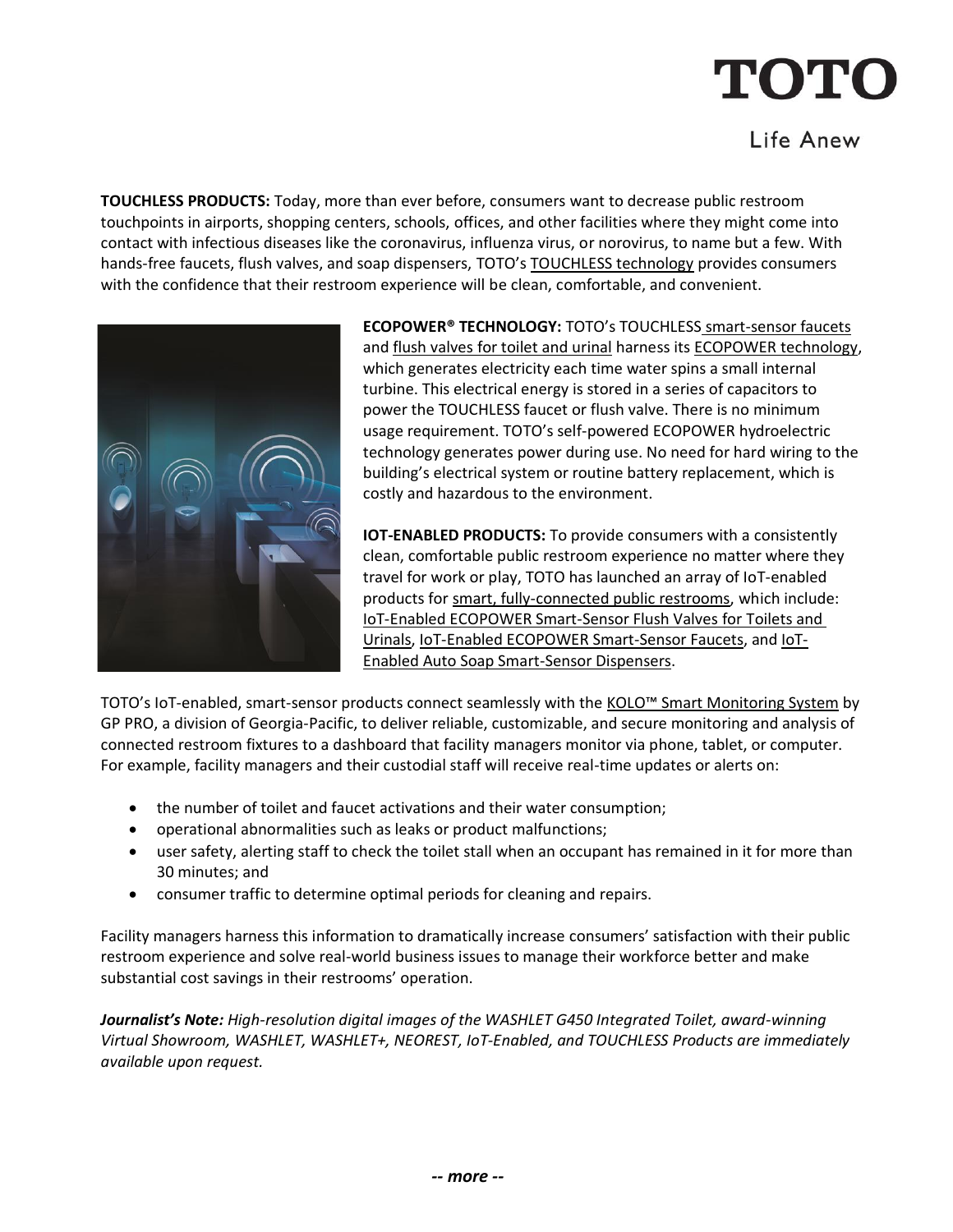**TOUCHLESS PRODUCTS:** Today, more than ever before, consumers want to decrease public restroom touchpoints in airports, shopping centers, schools, offices, and other facilities where they might come into contact with infectious diseases like the coronavirus, influenza virus, or norovirus, to name but a few. With hands-free faucets, flush valves, and soap dispensers, TOTO's TOUCHLESS technology provides consumers with the confidence that their restroom experience will be clean, comfortable, and convenient.

**ECOPOWER® TECHNOLOGY:** TOTO's TOUCHLESS smart-sensor faucets and flush valves for toilet and urinal harness its ECOPOWER technology, which generates electricity each time water spins a small internal turbine. This electrical energy is stored in a series of capacitors to power the TOUCHLESS faucet or flush valve. There is no minimum usage requirement. TOTO's self-powered ECOPOWER hydroelectric technology generates power during use. No need for hard wiring to the building's electrical system or routine battery replacement, which is costly and hazardous to the environment.

**IOT-ENABLED PRODUCTS:** To provide consumers with a consistently clean, comfortable public restroom experience no matter where they travel for work or play, TOTO has launched an array of IoT-enabled products for smart, fully-connected public restrooms, which include: IoT-Enabled ECOPOWER Smart-Sensor Flush Valves for Toilets and Urinals, IoT-Enabled ECOPOWER Smart-Sensor Faucets, and IoT-Enabled Auto Soap Smart-Sensor Dispensers.

TOTO's IoT-enabled, smart-sensor products connect seamlessly with the KOLO™ Smart Monitoring System by GP PRO, a division of Georgia-Pacific, to deliver reliable, customizable, and secure monitoring and analysis of connected restroom fixtures to a dashboard that facility managers monitor via phone, tablet, or computer. For example, facility managers and their custodial staff will receive real-time updates or alerts on:

- the number of toilet and faucet activations and their water consumption;
- operational abnormalities such as leaks or product malfunctions;
- user safety, alerting staff to check the toilet stall when an occupant has remained in it for more than 30 minutes; and
- consumer traffic to determine optimal periods for cleaning and repairs.

Facility managers harness this information to dramatically increase consumers' satisfaction with their public restroom experience and solve real-world business issues to manage their workforce better and make substantial cost savings in their restrooms' operation.

***Journalist's Note:*** *High-resolution digital images of the WASHLET G450 Integrated Toilet, award-winning Virtual Showroom, WASHLET, WASHLET+, NEOREST, IoT-Enabled, and TOUCHLESS Products are immediately available upon request.*

***-- more --***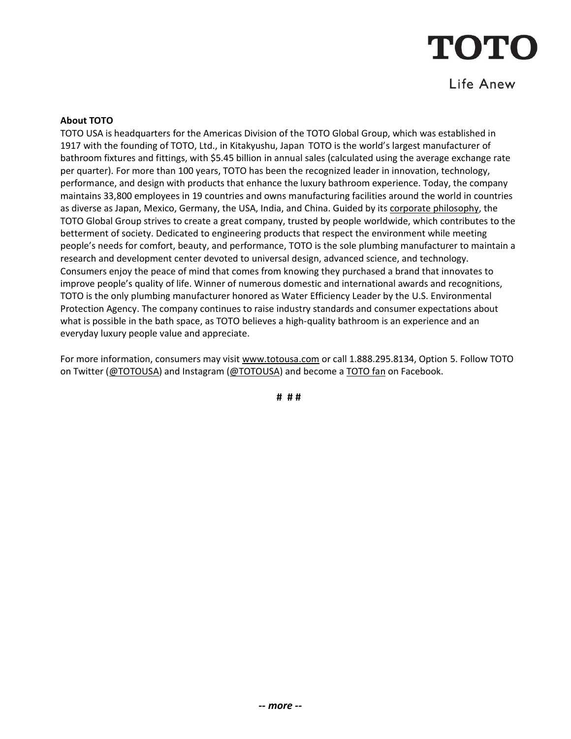TOTO

Life Anew

**About TOTO**

TOTO USA is headquarters for the Americas Division of the TOTO Global Group, which was established in 1917 with the founding of TOTO, Ltd., in Kitakyushu, Japan TOTO is the world's largest manufacturer of bathroom fixtures and fittings, with $5.45 billion in annual sales (calculated using the average exchange rate per quarter). For more than 100 years, TOTO has been the recognized leader in innovation, technology, performance, and design with products that enhance the luxury bathroom experience. Today, the company maintains 33,800 employees in 19 countries and owns manufacturing facilities around the world in countries as diverse as Japan, Mexico, Germany, the USA, India, and China. Guided by its corporate philosophy, the TOTO Global Group strives to create a great company, trusted by people worldwide, which contributes to the betterment of society. Dedicated to engineering products that respect the environment while meeting people's needs for comfort, beauty, and performance, TOTO is the sole plumbing manufacturer to maintain a research and development center devoted to universal design, advanced science, and technology. Consumers enjoy the peace of mind that comes from knowing they purchased a brand that innovates to improve people's quality of life. Winner of numerous domestic and international awards and recognitions, TOTO is the only plumbing manufacturer honored as Water Efficiency Leader by the U.S. Environmental Protection Agency. The company continues to raise industry standards and consumer expectations about what is possible in the bath space, as TOTO believes a high-quality bathroom is an experience and an everyday luxury people value and appreciate.

For more information, consumers may visit www.totousa.com or call 1.888.295.8134, Option 5. Follow TOTO on Twitter (@TOTOUSA) and Instagram (@TOTOUSA) and become a TOTO fan on Facebook.

**# # #**

***-- more --***